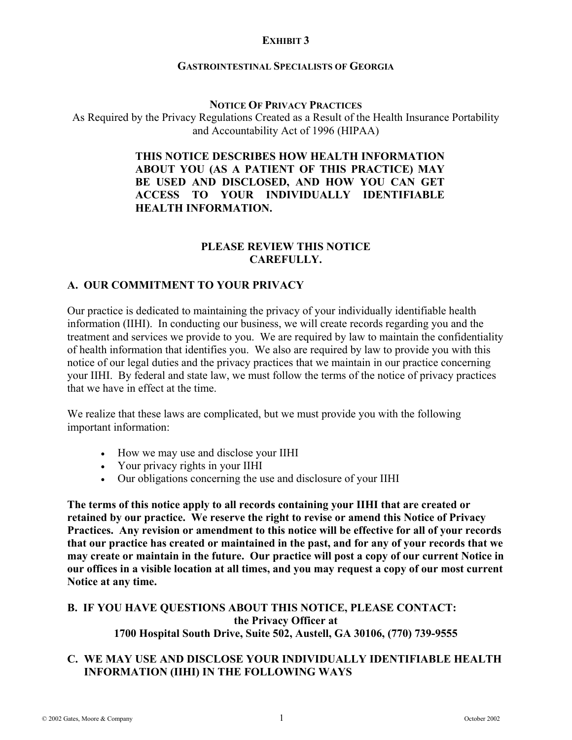**EXHIBIT 3**

**GASTROINTESTINAL SPECIALISTS OF GEORGIA**

**NOTICE OF PRIVACY PRACTICES**

As Required by the Privacy Regulations Created as a Result of the Health Insurance Portability and Accountability Act of 1996 (HIPAA)

**THIS NOTICE DESCRIBES HOW HEALTH INFORMATION ABOUT YOU (AS A PATIENT OF THIS PRACTICE) MAY BE USED AND DISCLOSED, AND HOW YOU CAN GET ACCESS TO YOUR INDIVIDUALLY IDENTIFIABLE HEALTH INFORMATION.**

**PLEASE REVIEW THIS NOTICE CAREFULLY.**

## A. OUR COMMITMENT TO YOUR PRIVACY

Our practice is dedicated to maintaining the privacy of your individually identifiable health information (IIHI). In conducting our business, we will create records regarding you and the treatment and services we provide to you. We are required by law to maintain the confidentiality of health information that identifies you. We also are required by law to provide you with this notice of our legal duties and the privacy practices that we maintain in our practice concerning your IIHI. By federal and state law, we must follow the terms of the notice of privacy practices that we have in effect at the time.

We realize that these laws are complicated, but we must provide you with the following important information:

- How we may use and disclose your IIHI
- Your privacy rights in your IIHI
- Our obligations concerning the use and disclosure of your IIHI

**The terms of this notice apply to all records containing your IIHI that are created or retained by our practice. We reserve the right to revise or amend this Notice of Privacy Practices. Any revision or amendment to this notice will be effective for all of your records that our practice has created or maintained in the past, and for any of your records that we may create or maintain in the future. Our practice will post a copy of our current Notice in our offices in a visible location at all times, and you may request a copy of our most current Notice at any time.**

## B. IF YOU HAVE QUESTIONS ABOUT THIS NOTICE, PLEASE CONTACT:

**the Privacy Officer at**
**1700 Hospital South Drive, Suite 502, Austell, GA 30106, (770) 739-9555**

## C. WE MAY USE AND DISCLOSE YOUR INDIVIDUALLY IDENTIFIABLE HEALTH INFORMATION (IIHI) IN THE FOLLOWING WAYS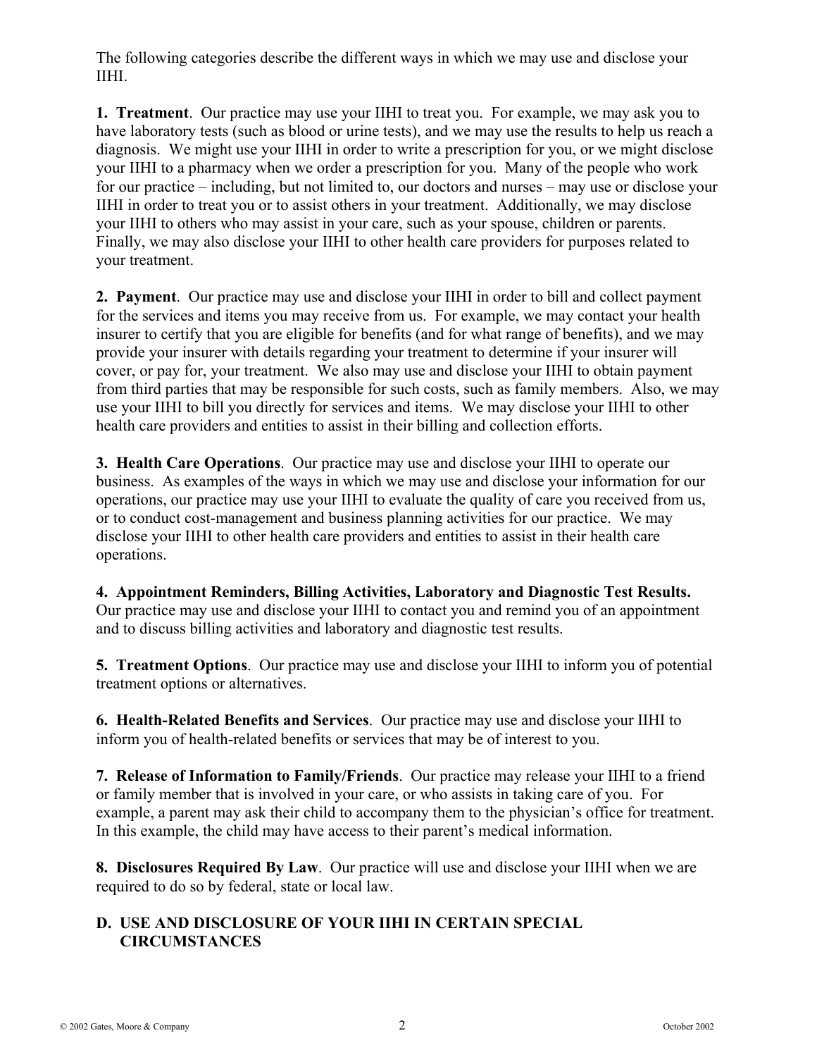The following categories describe the different ways in which we may use and disclose your IIHI.

**1. Treatment**. Our practice may use your IIHI to treat you. For example, we may ask you to have laboratory tests (such as blood or urine tests), and we may use the results to help us reach a diagnosis. We might use your IIHI in order to write a prescription for you, or we might disclose your IIHI to a pharmacy when we order a prescription for you. Many of the people who work for our practice – including, but not limited to, our doctors and nurses – may use or disclose your IIHI in order to treat you or to assist others in your treatment. Additionally, we may disclose your IIHI to others who may assist in your care, such as your spouse, children or parents. Finally, we may also disclose your IIHI to other health care providers for purposes related to your treatment.

**2. Payment**. Our practice may use and disclose your IIHI in order to bill and collect payment for the services and items you may receive from us. For example, we may contact your health insurer to certify that you are eligible for benefits (and for what range of benefits), and we may provide your insurer with details regarding your treatment to determine if your insurer will cover, or pay for, your treatment. We also may use and disclose your IIHI to obtain payment from third parties that may be responsible for such costs, such as family members. Also, we may use your IIHI to bill you directly for services and items. We may disclose your IIHI to other health care providers and entities to assist in their billing and collection efforts.

**3. Health Care Operations**. Our practice may use and disclose your IIHI to operate our business. As examples of the ways in which we may use and disclose your information for our operations, our practice may use your IIHI to evaluate the quality of care you received from us, or to conduct cost-management and business planning activities for our practice. We may disclose your IIHI to other health care providers and entities to assist in their health care operations.

**4. Appointment Reminders, Billing Activities, Laboratory and Diagnostic Test Results.** Our practice may use and disclose your IIHI to contact you and remind you of an appointment and to discuss billing activities and laboratory and diagnostic test results.

**5. Treatment Options**. Our practice may use and disclose your IIHI to inform you of potential treatment options or alternatives.

**6. Health-Related Benefits and Services**. Our practice may use and disclose your IIHI to inform you of health-related benefits or services that may be of interest to you.

**7. Release of Information to Family/Friends**. Our practice may release your IIHI to a friend or family member that is involved in your care, or who assists in taking care of you. For example, a parent may ask their child to accompany them to the physician's office for treatment. In this example, the child may have access to their parent's medical information.

**8. Disclosures Required By Law**. Our practice will use and disclose your IIHI when we are required to do so by federal, state or local law.

## D. USE AND DISCLOSURE OF YOUR IIHI IN CERTAIN SPECIAL CIRCUMSTANCES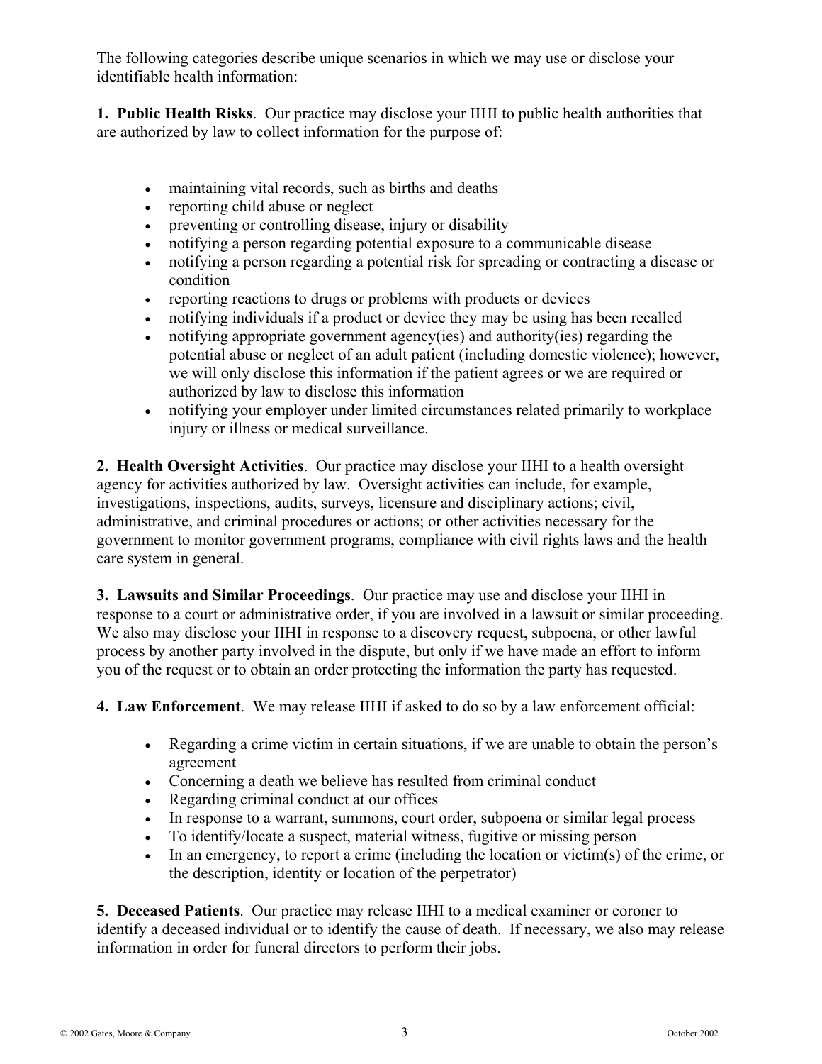The following categories describe unique scenarios in which we may use or disclose your identifiable health information:

**1. Public Health Risks**. Our practice may disclose your IIHI to public health authorities that are authorized by law to collect information for the purpose of:

- maintaining vital records, such as births and deaths
- reporting child abuse or neglect
- preventing or controlling disease, injury or disability
- notifying a person regarding potential exposure to a communicable disease
- notifying a person regarding a potential risk for spreading or contracting a disease or condition
- reporting reactions to drugs or problems with products or devices
- notifying individuals if a product or device they may be using has been recalled
- notifying appropriate government agency(ies) and authority(ies) regarding the potential abuse or neglect of an adult patient (including domestic violence); however, we will only disclose this information if the patient agrees or we are required or authorized by law to disclose this information
- notifying your employer under limited circumstances related primarily to workplace injury or illness or medical surveillance.

**2. Health Oversight Activities**. Our practice may disclose your IIHI to a health oversight agency for activities authorized by law. Oversight activities can include, for example, investigations, inspections, audits, surveys, licensure and disciplinary actions; civil, administrative, and criminal procedures or actions; or other activities necessary for the government to monitor government programs, compliance with civil rights laws and the health care system in general.

**3. Lawsuits and Similar Proceedings**. Our practice may use and disclose your IIHI in response to a court or administrative order, if you are involved in a lawsuit or similar proceeding. We also may disclose your IIHI in response to a discovery request, subpoena, or other lawful process by another party involved in the dispute, but only if we have made an effort to inform you of the request or to obtain an order protecting the information the party has requested.

**4. Law Enforcement**. We may release IIHI if asked to do so by a law enforcement official:

- Regarding a crime victim in certain situations, if we are unable to obtain the person's agreement
- Concerning a death we believe has resulted from criminal conduct
- Regarding criminal conduct at our offices
- In response to a warrant, summons, court order, subpoena or similar legal process
- To identify/locate a suspect, material witness, fugitive or missing person
- In an emergency, to report a crime (including the location or victim(s) of the crime, or the description, identity or location of the perpetrator)

**5. Deceased Patients**. Our practice may release IIHI to a medical examiner or coroner to identify a deceased individual or to identify the cause of death. If necessary, we also may release information in order for funeral directors to perform their jobs.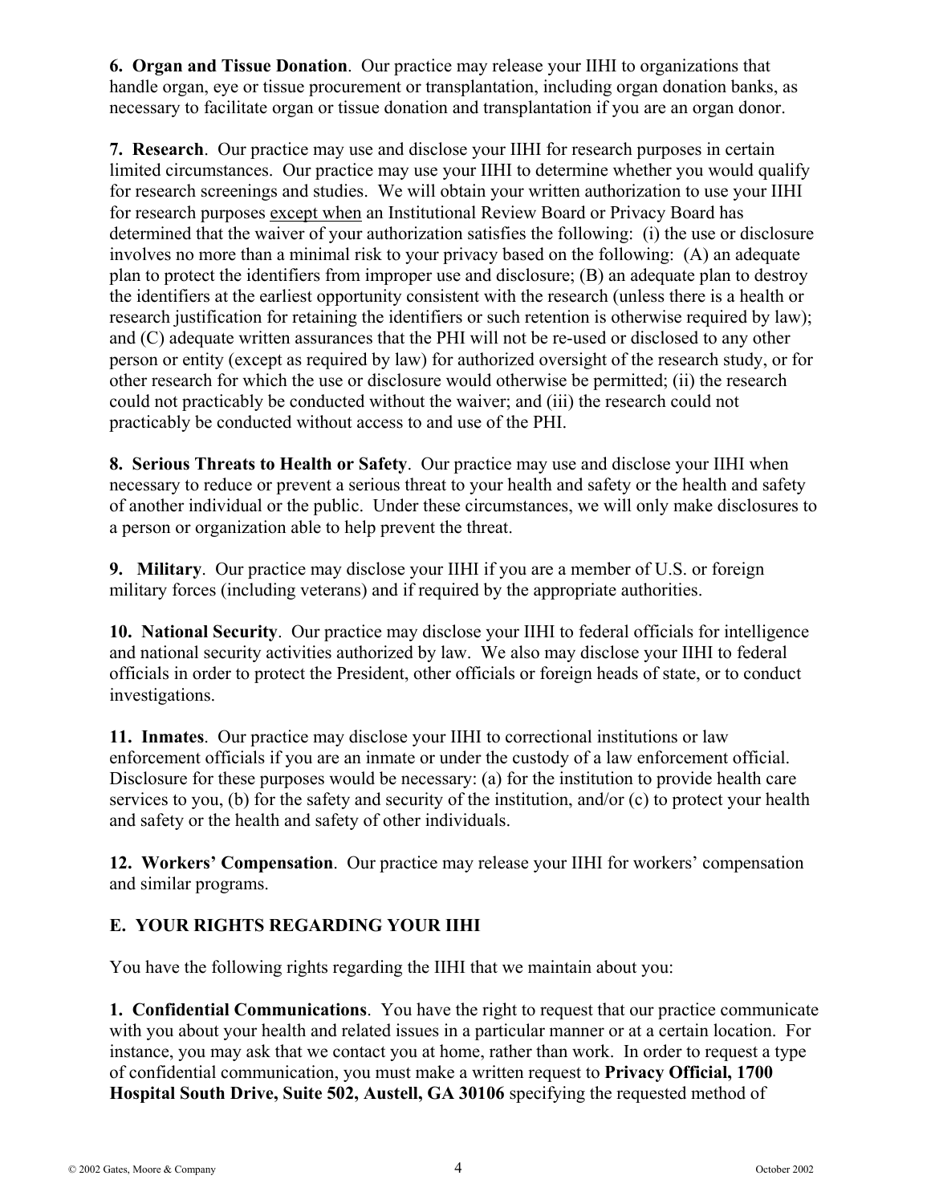**6. Organ and Tissue Donation**. Our practice may release your IIHI to organizations that handle organ, eye or tissue procurement or transplantation, including organ donation banks, as necessary to facilitate organ or tissue donation and transplantation if you are an organ donor.

**7. Research**. Our practice may use and disclose your IIHI for research purposes in certain limited circumstances. Our practice may use your IIHI to determine whether you would qualify for research screenings and studies. We will obtain your written authorization to use your IIHI for research purposes except when an Institutional Review Board or Privacy Board has determined that the waiver of your authorization satisfies the following: (i) the use or disclosure involves no more than a minimal risk to your privacy based on the following: (A) an adequate plan to protect the identifiers from improper use and disclosure; (B) an adequate plan to destroy the identifiers at the earliest opportunity consistent with the research (unless there is a health or research justification for retaining the identifiers or such retention is otherwise required by law); and (C) adequate written assurances that the PHI will not be re-used or disclosed to any other person or entity (except as required by law) for authorized oversight of the research study, or for other research for which the use or disclosure would otherwise be permitted; (ii) the research could not practicably be conducted without the waiver; and (iii) the research could not practicably be conducted without access to and use of the PHI.

**8. Serious Threats to Health or Safety**. Our practice may use and disclose your IIHI when necessary to reduce or prevent a serious threat to your health and safety or the health and safety of another individual or the public. Under these circumstances, we will only make disclosures to a person or organization able to help prevent the threat.

**9. Military**. Our practice may disclose your IIHI if you are a member of U.S. or foreign military forces (including veterans) and if required by the appropriate authorities.

**10. National Security**. Our practice may disclose your IIHI to federal officials for intelligence and national security activities authorized by law. We also may disclose your IIHI to federal officials in order to protect the President, other officials or foreign heads of state, or to conduct investigations.

**11. Inmates**. Our practice may disclose your IIHI to correctional institutions or law enforcement officials if you are an inmate or under the custody of a law enforcement official. Disclosure for these purposes would be necessary: (a) for the institution to provide health care services to you, (b) for the safety and security of the institution, and/or (c) to protect your health and safety or the health and safety of other individuals.

**12. Workers' Compensation**. Our practice may release your IIHI for workers' compensation and similar programs.

## E. YOUR RIGHTS REGARDING YOUR IIHI

You have the following rights regarding the IIHI that we maintain about you:

**1. Confidential Communications**. You have the right to request that our practice communicate with you about your health and related issues in a particular manner or at a certain location. For instance, you may ask that we contact you at home, rather than work. In order to request a type of confidential communication, you must make a written request to **Privacy Official, 1700 Hospital South Drive, Suite 502, Austell, GA 30106** specifying the requested method of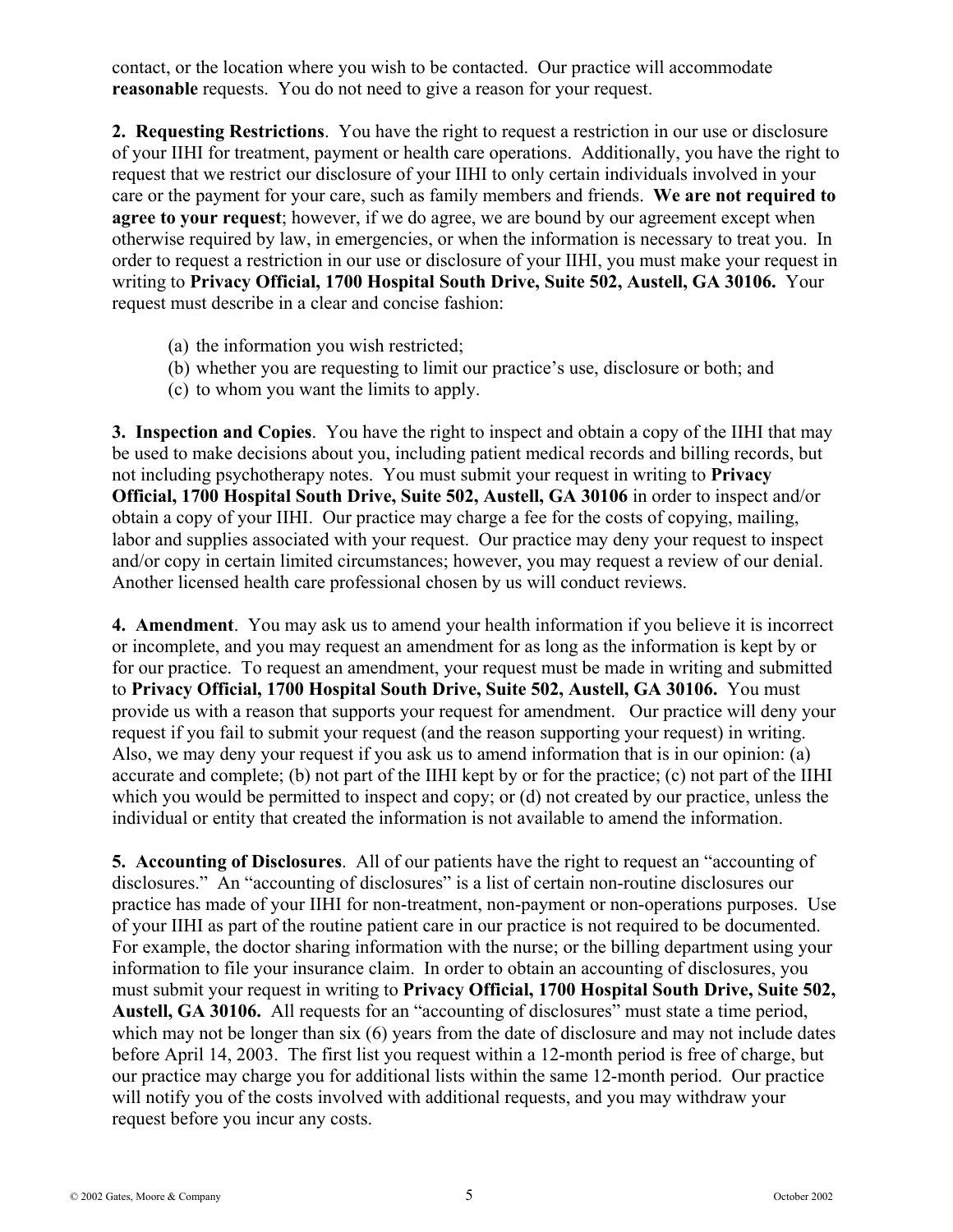contact, or the location where you wish to be contacted. Our practice will accommodate **reasonable** requests. You do not need to give a reason for your request.

**2. Requesting Restrictions**. You have the right to request a restriction in our use or disclosure of your IIHI for treatment, payment or health care operations. Additionally, you have the right to request that we restrict our disclosure of your IIHI to only certain individuals involved in your care or the payment for your care, such as family members and friends. **We are not required to agree to your request**; however, if we do agree, we are bound by our agreement except when otherwise required by law, in emergencies, or when the information is necessary to treat you. In order to request a restriction in our use or disclosure of your IIHI, you must make your request in writing to **Privacy Official, 1700 Hospital South Drive, Suite 502, Austell, GA 30106.** Your request must describe in a clear and concise fashion:

(a) the information you wish restricted;
(b) whether you are requesting to limit our practice's use, disclosure or both; and
(c) to whom you want the limits to apply.

**3. Inspection and Copies**. You have the right to inspect and obtain a copy of the IIHI that may be used to make decisions about you, including patient medical records and billing records, but not including psychotherapy notes. You must submit your request in writing to **Privacy Official, 1700 Hospital South Drive, Suite 502, Austell, GA 30106** in order to inspect and/or obtain a copy of your IIHI. Our practice may charge a fee for the costs of copying, mailing, labor and supplies associated with your request. Our practice may deny your request to inspect and/or copy in certain limited circumstances; however, you may request a review of our denial. Another licensed health care professional chosen by us will conduct reviews.

**4. Amendment**. You may ask us to amend your health information if you believe it is incorrect or incomplete, and you may request an amendment for as long as the information is kept by or for our practice. To request an amendment, your request must be made in writing and submitted to **Privacy Official, 1700 Hospital South Drive, Suite 502, Austell, GA 30106.** You must provide us with a reason that supports your request for amendment. Our practice will deny your request if you fail to submit your request (and the reason supporting your request) in writing. Also, we may deny your request if you ask us to amend information that is in our opinion: (a) accurate and complete; (b) not part of the IIHI kept by or for the practice; (c) not part of the IIHI which you would be permitted to inspect and copy; or (d) not created by our practice, unless the individual or entity that created the information is not available to amend the information.

**5. Accounting of Disclosures**. All of our patients have the right to request an "accounting of disclosures." An "accounting of disclosures" is a list of certain non-routine disclosures our practice has made of your IIHI for non-treatment, non-payment or non-operations purposes. Use of your IIHI as part of the routine patient care in our practice is not required to be documented. For example, the doctor sharing information with the nurse; or the billing department using your information to file your insurance claim. In order to obtain an accounting of disclosures, you must submit your request in writing to **Privacy Official, 1700 Hospital South Drive, Suite 502, Austell, GA 30106.** All requests for an "accounting of disclosures" must state a time period, which may not be longer than six (6) years from the date of disclosure and may not include dates before April 14, 2003. The first list you request within a 12-month period is free of charge, but our practice may charge you for additional lists within the same 12-month period. Our practice will notify you of the costs involved with additional requests, and you may withdraw your request before you incur any costs.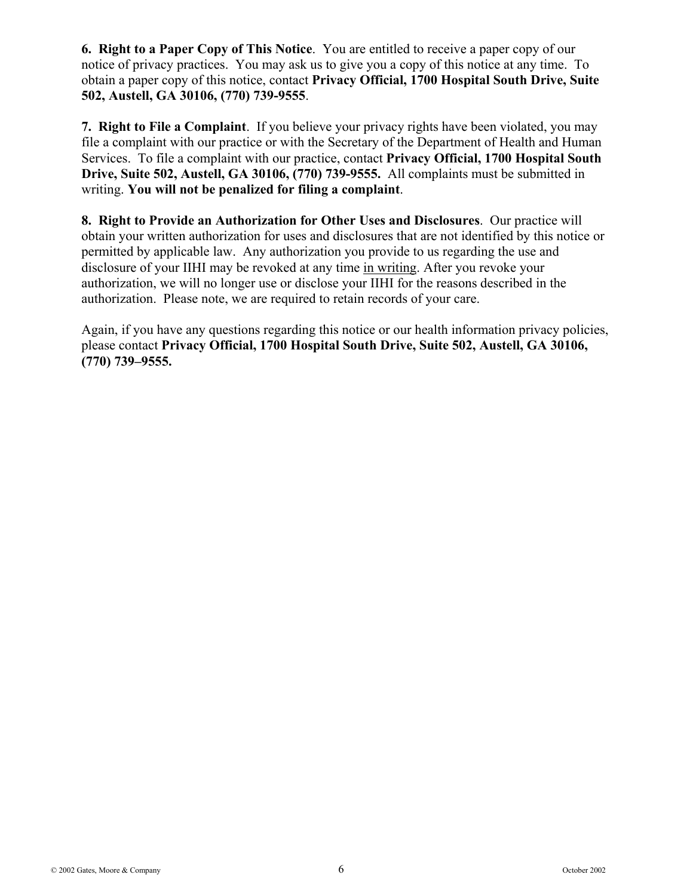**6. Right to a Paper Copy of This Notice**. You are entitled to receive a paper copy of our notice of privacy practices. You may ask us to give you a copy of this notice at any time. To obtain a paper copy of this notice, contact **Privacy Official, 1700 Hospital South Drive, Suite 502, Austell, GA 30106, (770) 739-9555**.

**7. Right to File a Complaint**. If you believe your privacy rights have been violated, you may file a complaint with our practice or with the Secretary of the Department of Health and Human Services. To file a complaint with our practice, contact **Privacy Official, 1700 Hospital South Drive, Suite 502, Austell, GA 30106, (770) 739-9555.** All complaints must be submitted in writing. **You will not be penalized for filing a complaint**.

**8. Right to Provide an Authorization for Other Uses and Disclosures**. Our practice will obtain your written authorization for uses and disclosures that are not identified by this notice or permitted by applicable law. Any authorization you provide to us regarding the use and disclosure of your IIHI may be revoked at any time <u>in writing</u>. After you revoke your authorization, we will no longer use or disclose your IIHI for the reasons described in the authorization. Please note, we are required to retain records of your care.

Again, if you have any questions regarding this notice or our health information privacy policies, please contact **Privacy Official, 1700 Hospital South Drive, Suite 502, Austell, GA 30106, (770) 739–9555.**

© 2002 Gates, Moore & Company October 2002